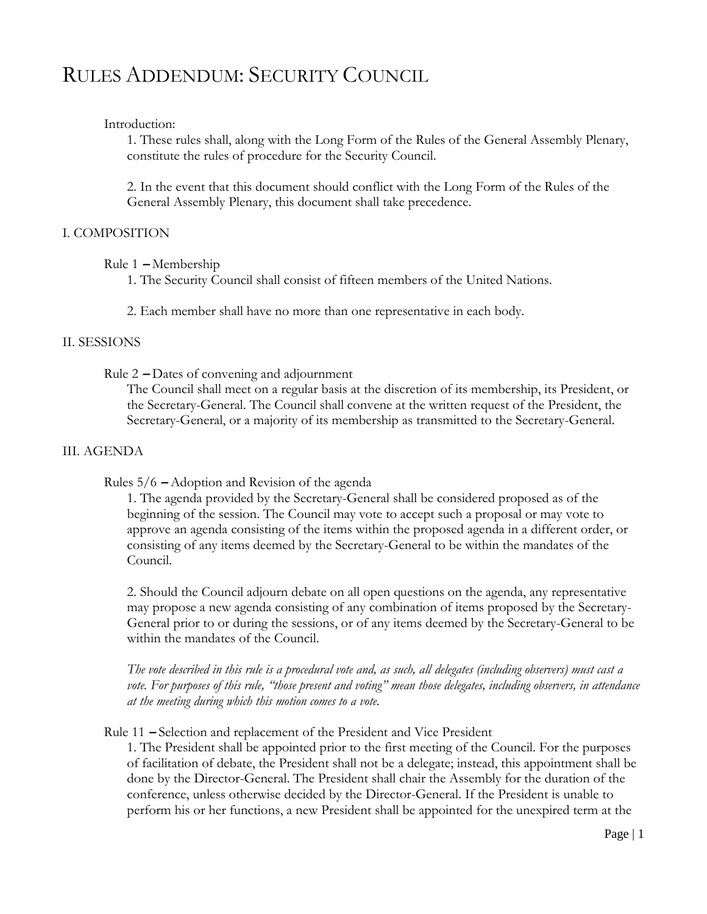# RULES ADDENDUM: SECURITY COUNCIL

Introduction:

1. These rules shall, along with the Long Form of the Rules of the General Assembly Plenary, constitute the rules of procedure for the Security Council.

2. In the event that this document should conflict with the Long Form of the Rules of the General Assembly Plenary, this document shall take precedence.

## I. COMPOSITION

Rule 1 – Membership

1. The Security Council shall consist of fifteen members of the United Nations.

2. Each member shall have no more than one representative in each body.

## II. SESSIONS

Rule 2 – Dates of convening and adjournment

The Council shall meet on a regular basis at the discretion of its membership, its President, or the Secretary-General. The Council shall convene at the written request of the President, the Secretary-General, or a majority of its membership as transmitted to the Secretary-General.

## III. AGENDA

Rules 5/6 – Adoption and Revision of the agenda

1. The agenda provided by the Secretary-General shall be considered proposed as of the beginning of the session. The Council may vote to accept such a proposal or may vote to approve an agenda consisting of the items within the proposed agenda in a different order, or consisting of any items deemed by the Secretary-General to be within the mandates of the Council.

2. Should the Council adjourn debate on all open questions on the agenda, any representative may propose a new agenda consisting of any combination of items proposed by the Secretary-General prior to or during the sessions, or of any items deemed by the Secretary-General to be within the mandates of the Council.

*The vote described in this rule is a procedural vote and, as such, all delegates (including observers) must cast a vote. For purposes of this rule, "those present and voting" mean those delegates, including observers, in attendance at the meeting during which this motion comes to a vote.*

Rule 11 – Selection and replacement of the President and Vice President

1. The President shall be appointed prior to the first meeting of the Council. For the purposes of facilitation of debate, the President shall not be a delegate; instead, this appointment shall be done by the Director-General. The President shall chair the Assembly for the duration of the conference, unless otherwise decided by the Director-General. If the President is unable to perform his or her functions, a new President shall be appointed for the unexpired term at the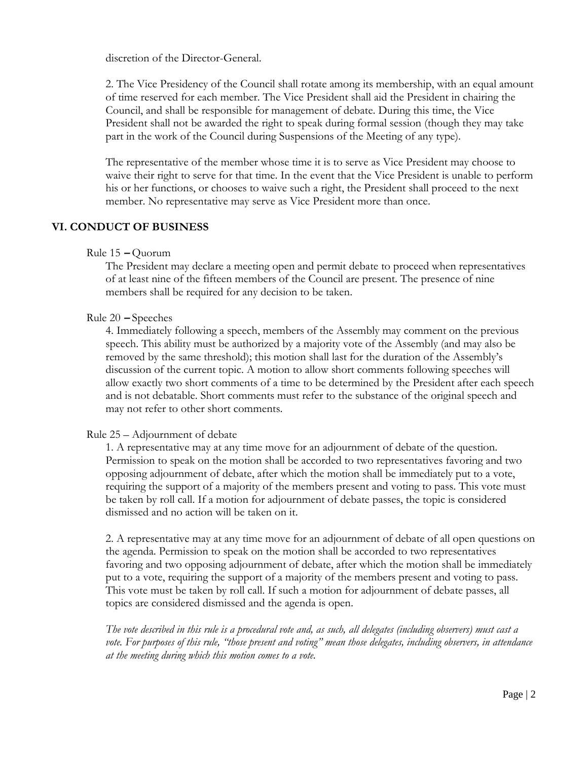discretion of the Director-General.

2. The Vice Presidency of the Council shall rotate among its membership, with an equal amount of time reserved for each member. The Vice President shall aid the President in chairing the Council, and shall be responsible for management of debate. During this time, the Vice President shall not be awarded the right to speak during formal session (though they may take part in the work of the Council during Suspensions of the Meeting of any type).

The representative of the member whose time it is to serve as Vice President may choose to waive their right to serve for that time. In the event that the Vice President is unable to perform his or her functions, or chooses to waive such a right, the President shall proceed to the next member. No representative may serve as Vice President more than once.

## VI. CONDUCT OF BUSINESS

Rule 15 – Quorum

The President may declare a meeting open and permit debate to proceed when representatives of at least nine of the fifteen members of the Council are present. The presence of nine members shall be required for any decision to be taken.

Rule 20 – Speeches

4. Immediately following a speech, members of the Assembly may comment on the previous speech. This ability must be authorized by a majority vote of the Assembly (and may also be removed by the same threshold); this motion shall last for the duration of the Assembly's discussion of the current topic. A motion to allow short comments following speeches will allow exactly two short comments of a time to be determined by the President after each speech and is not debatable. Short comments must refer to the substance of the original speech and may not refer to other short comments.

Rule 25 – Adjournment of debate

1. A representative may at any time move for an adjournment of debate of the question. Permission to speak on the motion shall be accorded to two representatives favoring and two opposing adjournment of debate, after which the motion shall be immediately put to a vote, requiring the support of a majority of the members present and voting to pass. This vote must be taken by roll call. If a motion for adjournment of debate passes, the topic is considered dismissed and no action will be taken on it.

2. A representative may at any time move for an adjournment of debate of all open questions on the agenda. Permission to speak on the motion shall be accorded to two representatives favoring and two opposing adjournment of debate, after which the motion shall be immediately put to a vote, requiring the support of a majority of the members present and voting to pass. This vote must be taken by roll call. If such a motion for adjournment of debate passes, all topics are considered dismissed and the agenda is open.

*The vote described in this rule is a procedural vote and, as such, all delegates (including observers) must cast a vote. For purposes of this rule, "those present and voting" mean those delegates, including observers, in attendance at the meeting during which this motion comes to a vote.*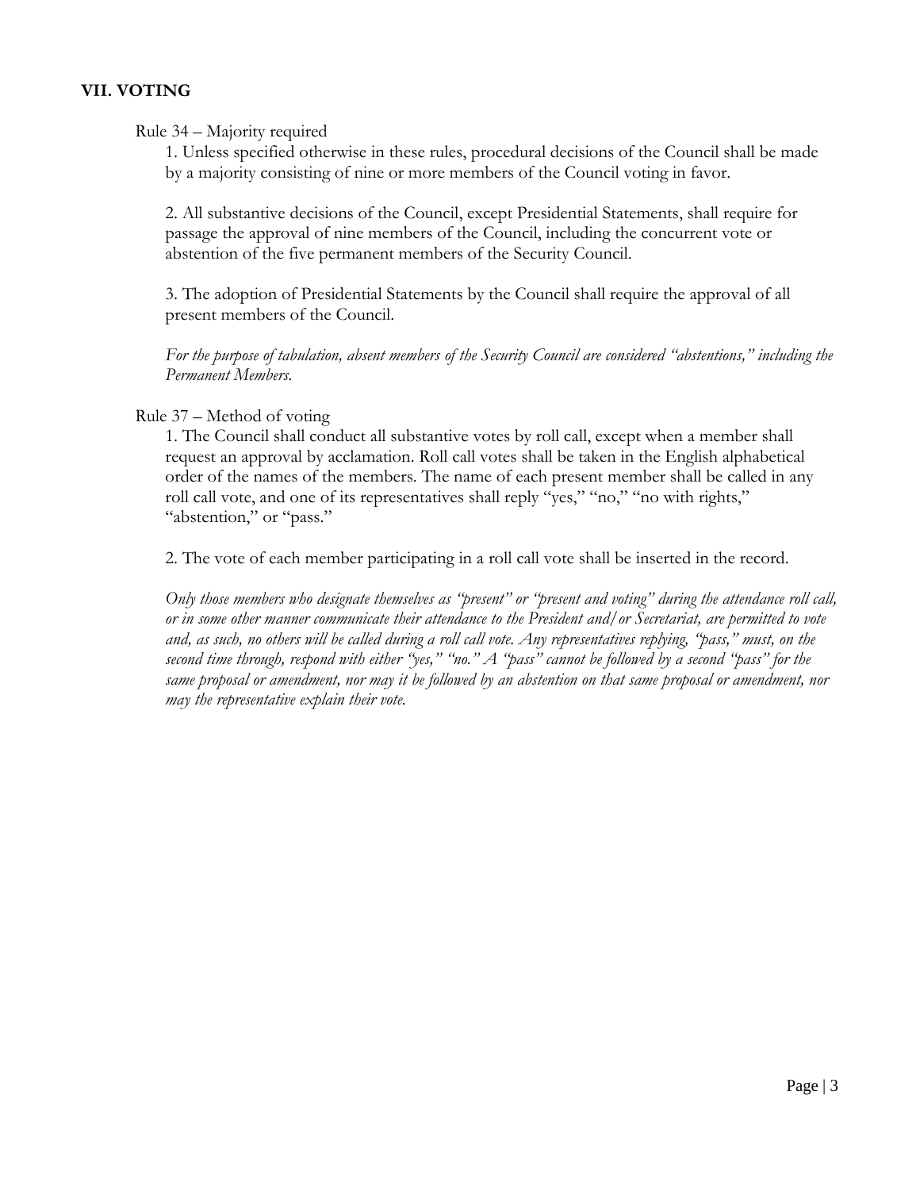## VII. VOTING

Rule 34 – Majority required

1. Unless specified otherwise in these rules, procedural decisions of the Council shall be made by a majority consisting of nine or more members of the Council voting in favor.

2. All substantive decisions of the Council, except Presidential Statements, shall require for passage the approval of nine members of the Council, including the concurrent vote or abstention of the five permanent members of the Security Council.

3. The adoption of Presidential Statements by the Council shall require the approval of all present members of the Council.

*For the purpose of tabulation, absent members of the Security Council are considered "abstentions," including the Permanent Members.*

Rule 37 – Method of voting

1. The Council shall conduct all substantive votes by roll call, except when a member shall request an approval by acclamation. Roll call votes shall be taken in the English alphabetical order of the names of the members. The name of each present member shall be called in any roll call vote, and one of its representatives shall reply "yes," "no," "no with rights," "abstention," or "pass."

2. The vote of each member participating in a roll call vote shall be inserted in the record.

*Only those members who designate themselves as "present" or "present and voting" during the attendance roll call, or in some other manner communicate their attendance to the President and/or Secretariat, are permitted to vote and, as such, no others will be called during a roll call vote. Any representatives replying, "pass," must, on the second time through, respond with either "yes," "no." A "pass" cannot be followed by a second "pass" for the same proposal or amendment, nor may it be followed by an abstention on that same proposal or amendment, nor may the representative explain their vote.*